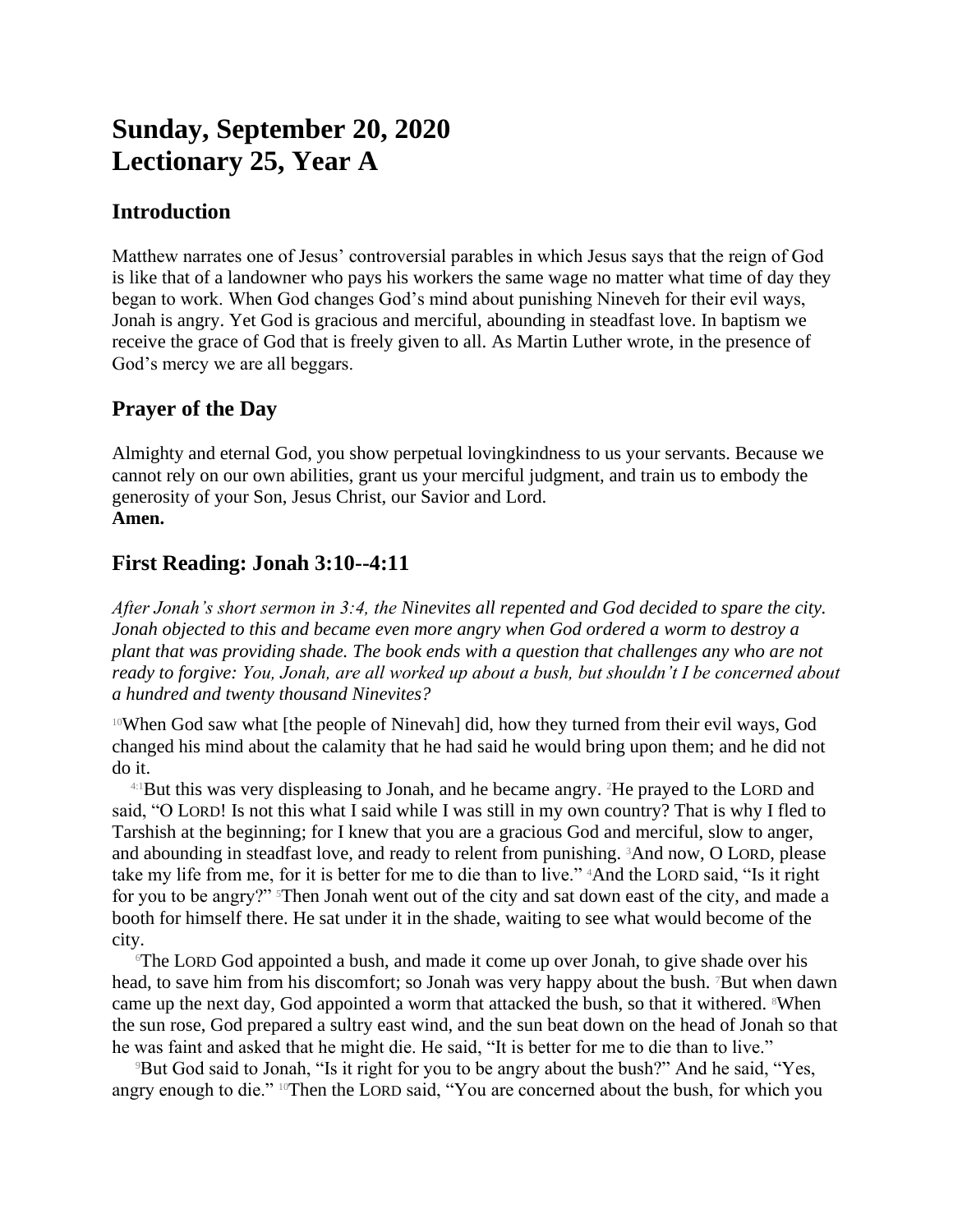# Sunday, September 20, 2020
# Lectionary 25, Year A

## Introduction

Matthew narrates one of Jesus' controversial parables in which Jesus says that the reign of God is like that of a landowner who pays his workers the same wage no matter what time of day they began to work. When God changes God's mind about punishing Nineveh for their evil ways, Jonah is angry. Yet God is gracious and merciful, abounding in steadfast love. In baptism we receive the grace of God that is freely given to all. As Martin Luther wrote, in the presence of God's mercy we are all beggars.

## Prayer of the Day

Almighty and eternal God, you show perpetual lovingkindness to us your servants. Because we cannot rely on our own abilities, grant us your merciful judgment, and train us to embody the generosity of your Son, Jesus Christ, our Savior and Lord.
**Amen.**

## First Reading: Jonah 3:10--4:11

*After Jonah's short sermon in 3:4, the Ninevites all repented and God decided to spare the city. Jonah objected to this and became even more angry when God ordered a worm to destroy a plant that was providing shade. The book ends with a question that challenges any who are not ready to forgive: You, Jonah, are all worked up about a bush, but shouldn't I be concerned about a hundred and twenty thousand Ninevites?*

[10]When God saw what [the people of Ninevah] did, how they turned from their evil ways, God changed his mind about the calamity that he had said he would bring upon them; and he did not do it.

[4:1]But this was very displeasing to Jonah, and he became angry. [2]He prayed to the LORD and said, "O LORD! Is not this what I said while I was still in my own country? That is why I fled to Tarshish at the beginning; for I knew that you are a gracious God and merciful, slow to anger, and abounding in steadfast love, and ready to relent from punishing. [3]And now, O LORD, please take my life from me, for it is better for me to die than to live." [4]And the LORD said, "Is it right for you to be angry?" [5]Then Jonah went out of the city and sat down east of the city, and made a booth for himself there. He sat under it in the shade, waiting to see what would become of the city.

[6]The LORD God appointed a bush, and made it come up over Jonah, to give shade over his head, to save him from his discomfort; so Jonah was very happy about the bush. [7]But when dawn came up the next day, God appointed a worm that attacked the bush, so that it withered. [8]When the sun rose, God prepared a sultry east wind, and the sun beat down on the head of Jonah so that he was faint and asked that he might die. He said, "It is better for me to die than to live."

[9]But God said to Jonah, "Is it right for you to be angry about the bush?" And he said, "Yes, angry enough to die." [10]Then the LORD said, "You are concerned about the bush, for which you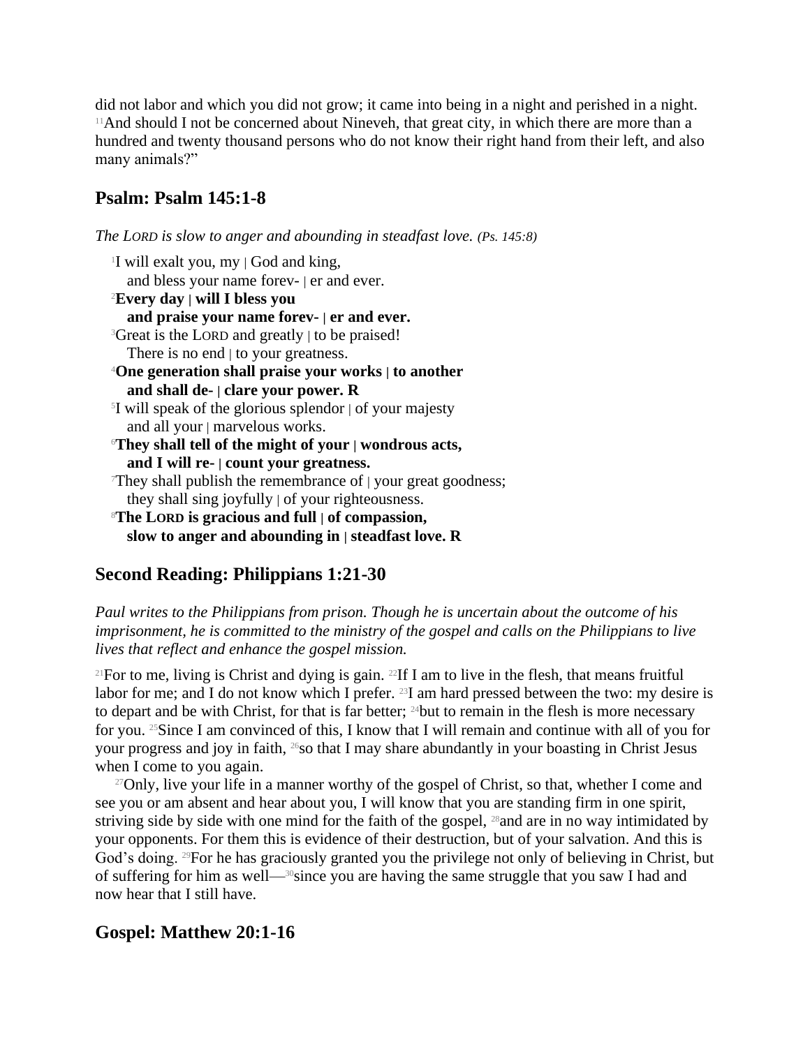did not labor and which you did not grow; it came into being in a night and perished in a night. [11]And should I not be concerned about Nineveh, that great city, in which there are more than a hundred and twenty thousand persons who do not know their right hand from their left, and also many animals?"

## Psalm: Psalm 145:1-8

*The LORD is slow to anger and abounding in steadfast love. (Ps. 145:8)*

[1]I will exalt you, my | God and king,
  and bless your name forev- | er and ever.
[2]**Every day | will I bless you**
  **and praise your name forev- | er and ever.**
[3]Great is the LORD and greatly | to be praised!
  There is no end | to your greatness.
[4]**One generation shall praise your works | to another**
  **and shall de- | clare your power. R**
[5]I will speak of the glorious splendor | of your majesty
  and all your | marvelous works.
[6]**They shall tell of the might of your | wondrous acts,**
  **and I will re- | count your greatness.**
[7]They shall publish the remembrance of | your great goodness;
  they shall sing joyfully | of your righteousness.
[8]**The LORD is gracious and full | of compassion,**
  **slow to anger and abounding in | steadfast love. R**

## Second Reading: Philippians 1:21-30

*Paul writes to the Philippians from prison. Though he is uncertain about the outcome of his imprisonment, he is committed to the ministry of the gospel and calls on the Philippians to live lives that reflect and enhance the gospel mission.*

[21]For to me, living is Christ and dying is gain. [22]If I am to live in the flesh, that means fruitful labor for me; and I do not know which I prefer. [23]I am hard pressed between the two: my desire is to depart and be with Christ, for that is far better; [24]but to remain in the flesh is more necessary for you. [25]Since I am convinced of this, I know that I will remain and continue with all of you for your progress and joy in faith, [26]so that I may share abundantly in your boasting in Christ Jesus when I come to you again.

[27]Only, live your life in a manner worthy of the gospel of Christ, so that, whether I come and see you or am absent and hear about you, I will know that you are standing firm in one spirit, striving side by side with one mind for the faith of the gospel, [28]and are in no way intimidated by your opponents. For them this is evidence of their destruction, but of your salvation. And this is God's doing. [29]For he has graciously granted you the privilege not only of believing in Christ, but of suffering for him as well—[30]since you are having the same struggle that you saw I had and now hear that I still have.

## Gospel: Matthew 20:1-16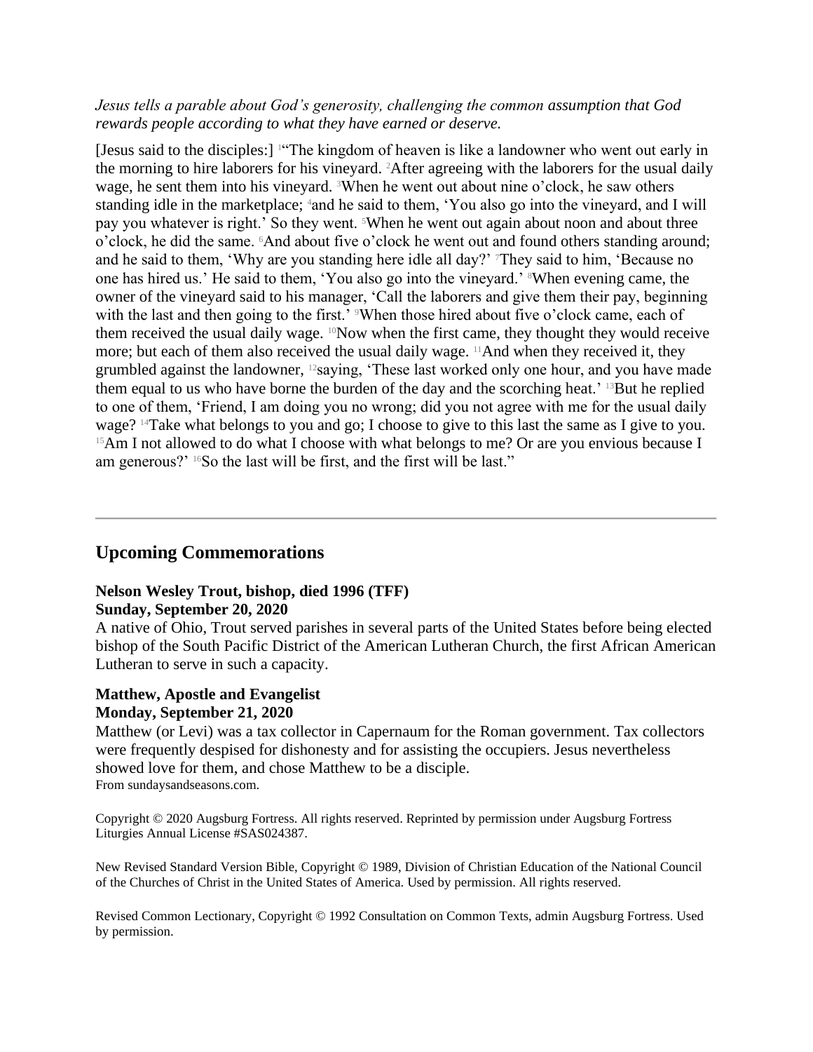*Jesus tells a parable about God's generosity, challenging the common assumption that God rewards people according to what they have earned or deserve.*

[Jesus said to the disciples:] [1]"The kingdom of heaven is like a landowner who went out early in the morning to hire laborers for his vineyard. [2]After agreeing with the laborers for the usual daily wage, he sent them into his vineyard. [3]When he went out about nine o'clock, he saw others standing idle in the marketplace; [4]and he said to them, 'You also go into the vineyard, and I will pay you whatever is right.' So they went. [5]When he went out again about noon and about three o'clock, he did the same. [6]And about five o'clock he went out and found others standing around; and he said to them, 'Why are you standing here idle all day?' [7]They said to him, 'Because no one has hired us.' He said to them, 'You also go into the vineyard.' [8]When evening came, the owner of the vineyard said to his manager, 'Call the laborers and give them their pay, beginning with the last and then going to the first.' [9]When those hired about five o'clock came, each of them received the usual daily wage. [10]Now when the first came, they thought they would receive more; but each of them also received the usual daily wage. [11]And when they received it, they grumbled against the landowner, [12]saying, 'These last worked only one hour, and you have made them equal to us who have borne the burden of the day and the scorching heat.' [13]But he replied to one of them, 'Friend, I am doing you no wrong; did you not agree with me for the usual daily wage? [14]Take what belongs to you and go; I choose to give to this last the same as I give to you. [15]Am I not allowed to do what I choose with what belongs to me? Or are you envious because I am generous?' [16]So the last will be first, and the first will be last."

---

## Upcoming Commemorations

**Nelson Wesley Trout, bishop, died 1996 (TFF)**
**Sunday, September 20, 2020**
A native of Ohio, Trout served parishes in several parts of the United States before being elected bishop of the South Pacific District of the American Lutheran Church, the first African American Lutheran to serve in such a capacity.

**Matthew, Apostle and Evangelist**
**Monday, September 21, 2020**
Matthew (or Levi) was a tax collector in Capernaum for the Roman government. Tax collectors were frequently despised for dishonesty and for assisting the occupiers. Jesus nevertheless showed love for them, and chose Matthew to be a disciple.
From sundaysandseasons.com.

Copyright © 2020 Augsburg Fortress. All rights reserved. Reprinted by permission under Augsburg Fortress Liturgies Annual License #SAS024387.

New Revised Standard Version Bible, Copyright © 1989, Division of Christian Education of the National Council of the Churches of Christ in the United States of America. Used by permission. All rights reserved.

Revised Common Lectionary, Copyright © 1992 Consultation on Common Texts, admin Augsburg Fortress. Used by permission.